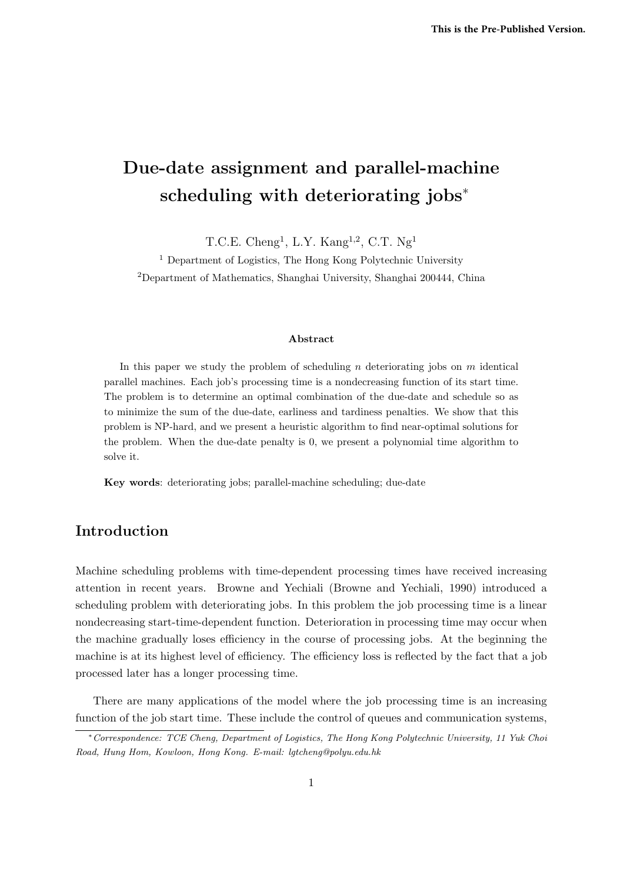This is the Pre-Published Version.

# Due-date assignment and parallel-machine scheduling with deteriorating jobs*

T.C.E. Cheng[1], L.Y. Kang[1,2], C.T. Ng[1]

[1] Department of Logistics, The Hong Kong Polytechnic University

[2]Department of Mathematics, Shanghai University, Shanghai 200444, China

### Abstract

In this paper we study the problem of scheduling $n$ deteriorating jobs on $m$ identical parallel machines. Each job's processing time is a nondecreasing function of its start time. The problem is to determine an optimal combination of the due-date and schedule so as to minimize the sum of the due-date, earliness and tardiness penalties. We show that this problem is NP-hard, and we present a heuristic algorithm to find near-optimal solutions for the problem. When the due-date penalty is 0, we present a polynomial time algorithm to solve it.

**Key words**: deteriorating jobs; parallel-machine scheduling; due-date

## Introduction

Machine scheduling problems with time-dependent processing times have received increasing attention in recent years. Browne and Yechiali (Browne and Yechiali, 1990) introduced a scheduling problem with deteriorating jobs. In this problem the job processing time is a linear nondecreasing start-time-dependent function. Deterioration in processing time may occur when the machine gradually loses efficiency in the course of processing jobs. At the beginning the machine is at its highest level of efficiency. The efficiency loss is reflected by the fact that a job processed later has a longer processing time.

There are many applications of the model where the job processing time is an increasing function of the job start time. These include the control of queues and communication systems,

*Correspondence: TCE Cheng, Department of Logistics, The Hong Kong Polytechnic University, 11 Yuk Choi Road, Hung Hom, Kowloon, Hong Kong. E-mail: lgtcheng@polyu.edu.hk*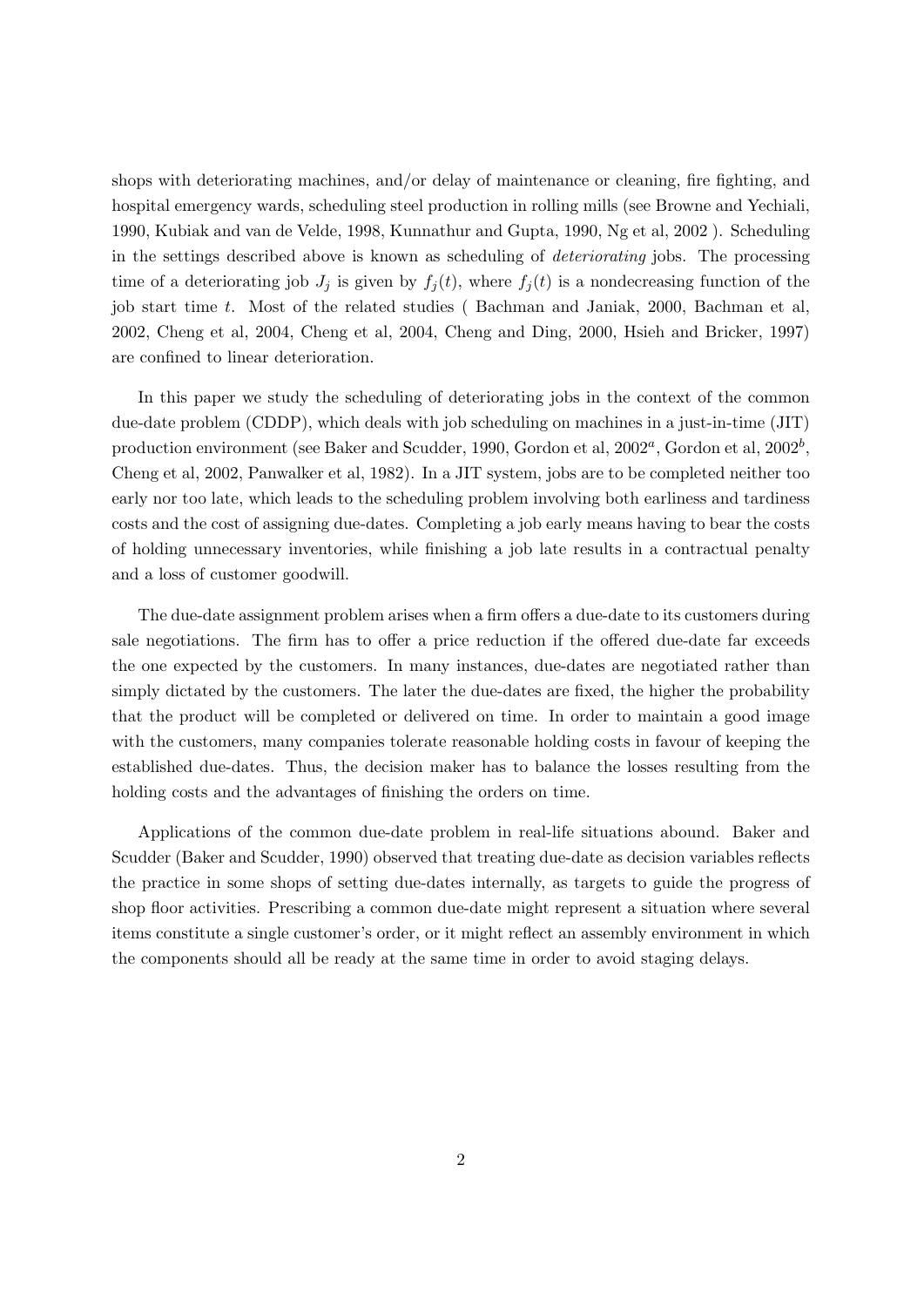shops with deteriorating machines, and/or delay of maintenance or cleaning, fire fighting, and hospital emergency wards, scheduling steel production in rolling mills (see Browne and Yechiali, 1990, Kubiak and van de Velde, 1998, Kunnathur and Gupta, 1990, Ng et al, 2002 ). Scheduling in the settings described above is known as scheduling of *deteriorating* jobs. The processing time of a deteriorating job $J_j$ is given by $f_j(t)$, where $f_j(t)$ is a nondecreasing function of the job start time $t$. Most of the related studies ( Bachman and Janiak, 2000, Bachman et al, 2002, Cheng et al, 2004, Cheng et al, 2004, Cheng and Ding, 2000, Hsieh and Bricker, 1997) are confined to linear deterioration.

In this paper we study the scheduling of deteriorating jobs in the context of the common due-date problem (CDDP), which deals with job scheduling on machines in a just-in-time (JIT) production environment (see Baker and Scudder, 1990, Gordon et al, $2002^a$, Gordon et al, $2002^b$, Cheng et al, 2002, Panwalker et al, 1982). In a JIT system, jobs are to be completed neither too early nor too late, which leads to the scheduling problem involving both earliness and tardiness costs and the cost of assigning due-dates. Completing a job early means having to bear the costs of holding unnecessary inventories, while finishing a job late results in a contractual penalty and a loss of customer goodwill.

The due-date assignment problem arises when a firm offers a due-date to its customers during sale negotiations. The firm has to offer a price reduction if the offered due-date far exceeds the one expected by the customers. In many instances, due-dates are negotiated rather than simply dictated by the customers. The later the due-dates are fixed, the higher the probability that the product will be completed or delivered on time. In order to maintain a good image with the customers, many companies tolerate reasonable holding costs in favour of keeping the established due-dates. Thus, the decision maker has to balance the losses resulting from the holding costs and the advantages of finishing the orders on time.

Applications of the common due-date problem in real-life situations abound. Baker and Scudder (Baker and Scudder, 1990) observed that treating due-date as decision variables reflects the practice in some shops of setting due-dates internally, as targets to guide the progress of shop floor activities. Prescribing a common due-date might represent a situation where several items constitute a single customer's order, or it might reflect an assembly environment in which the components should all be ready at the same time in order to avoid staging delays.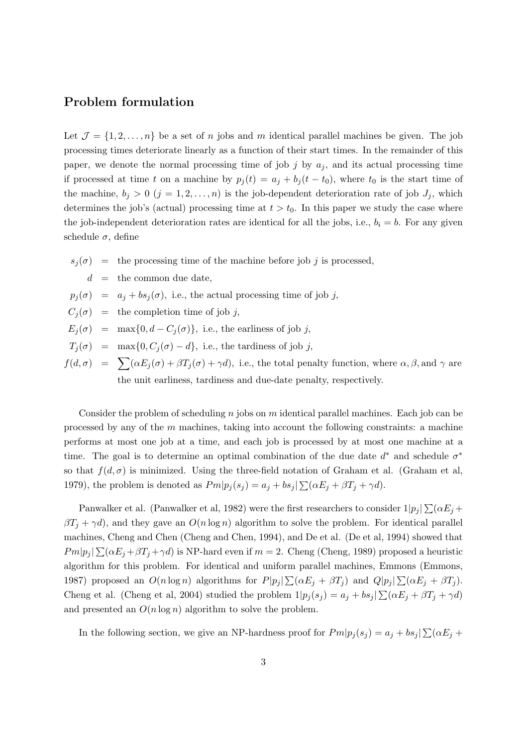## Problem formulation

Let $\mathcal{J} = \{1, 2, \ldots, n\}$ be a set of $n$ jobs and $m$ identical parallel machines be given. The job processing times deteriorate linearly as a function of their start times. In the remainder of this paper, we denote the normal processing time of job $j$ by $a_j$, and its actual processing time if processed at time $t$ on a machine by $p_j(t) = a_j + b_j(t - t_0)$, where $t_0$ is the start time of the machine, $b_j > 0$ $(j = 1, 2, \ldots, n)$ is the job-dependent deterioration rate of job $J_j$, which determines the job's (actual) processing time at $t > t_0$. In this paper we study the case where the job-independent deterioration rates are identical for all the jobs, i.e., $b_i = b$. For any given schedule $\sigma$, define

$s_j(\sigma)$ = the processing time of the machine before job $j$ is processed,

$d$ = the common due date,

$p_j(\sigma)$ = $a_j + bs_j(\sigma)$, i.e., the actual processing time of job $j$,

$C_j(\sigma)$ = the completion time of job $j$,

$E_j(\sigma)$ = $\max\{0, d - C_j(\sigma)\}$, i.e., the earliness of job $j$,

$T_j(\sigma)$ = $\max\{0, C_j(\sigma) - d\}$, i.e., the tardiness of job $j$,

$f(d, \sigma)$ = $\sum(\alpha E_j(\sigma) + \beta T_j(\sigma) + \gamma d)$, i.e., the total penalty function, where $\alpha, \beta,$ and $\gamma$ are the unit earliness, tardiness and due-date penalty, respectively.

Consider the problem of scheduling $n$ jobs on $m$ identical parallel machines. Each job can be processed by any of the $m$ machines, taking into account the following constraints: a machine performs at most one job at a time, and each job is processed by at most one machine at a time. The goal is to determine an optimal combination of the due date $d^*$ and schedule $\sigma^*$ so that $f(d, \sigma)$ is minimized. Using the three-field notation of Graham et al. (Graham et al, 1979), the problem is denoted as $Pm|p_j(s_j) = a_j + bs_j|\sum(\alpha E_j + \beta T_j + \gamma d)$.

Panwalker et al. (Panwalker et al, 1982) were the first researchers to consider $1|p_j|\sum(\alpha E_j + \beta T_j + \gamma d)$, and they gave an $O(n \log n)$ algorithm to solve the problem. For identical parallel machines, Cheng and Chen (Cheng and Chen, 1994), and De et al. (De et al, 1994) showed that $Pm|p_j|\sum(\alpha E_j + \beta T_j + \gamma d)$ is NP-hard even if $m = 2$. Cheng (Cheng, 1989) proposed a heuristic algorithm for this problem. For identical and uniform parallel machines, Emmons (Emmons, 1987) proposed an $O(n \log n)$ algorithms for $P|p_j|\sum(\alpha E_j + \beta T_j)$ and $Q|p_j|\sum(\alpha E_j + \beta T_j)$. Cheng et al. (Cheng et al, 2004) studied the problem $1|p_j(s_j) = a_j + bs_j|\sum(\alpha E_j + \beta T_j + \gamma d)$ and presented an $O(n \log n)$ algorithm to solve the problem.

In the following section, we give an NP-hardness proof for $Pm|p_j(s_j) = a_j + bs_j|\sum(\alpha E_j +$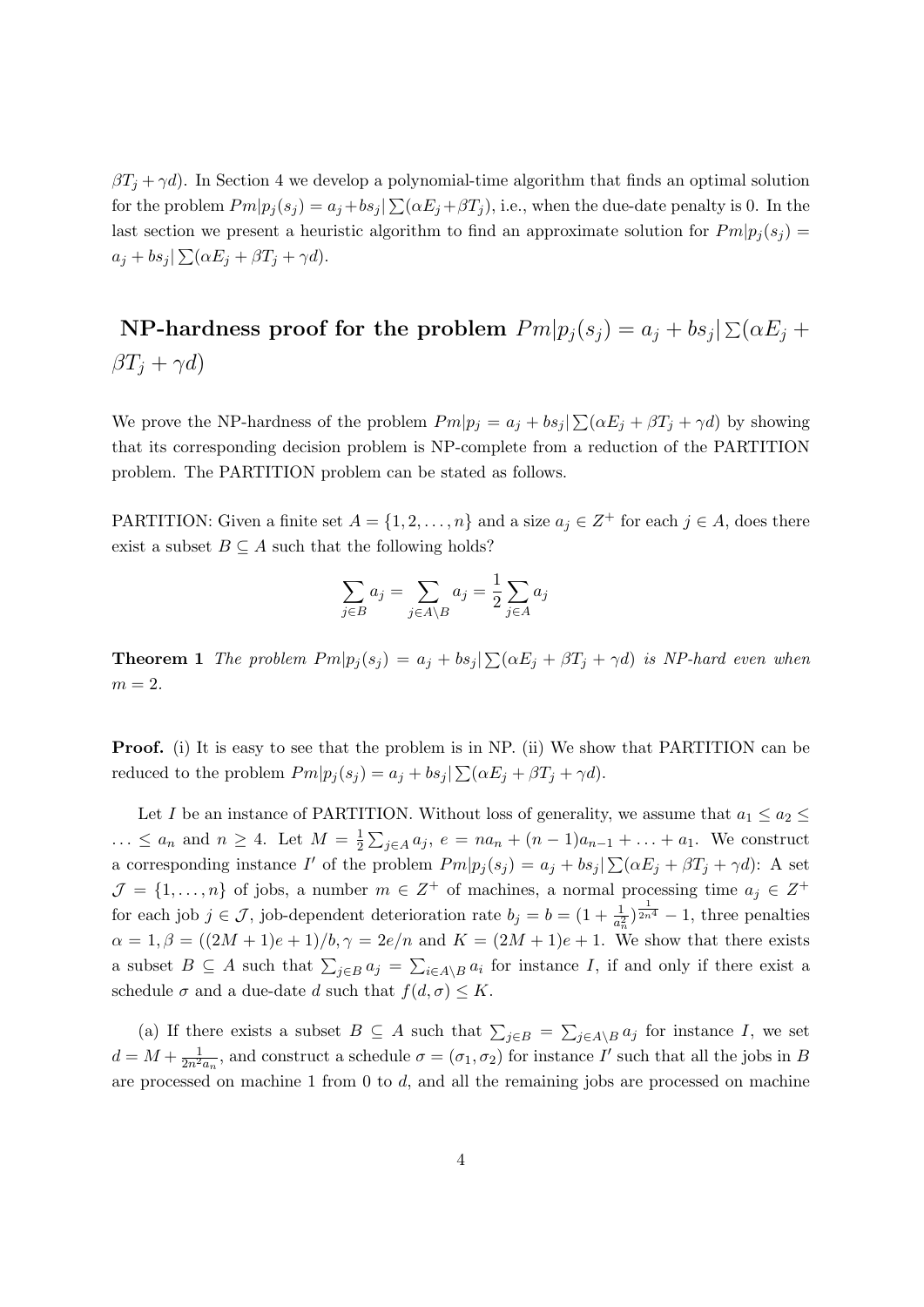$\beta T_j + \gamma d)$. In Section 4 we develop a polynomial-time algorithm that finds an optimal solution for the problem $Pm|p_j(s_j) = a_j + bs_j|\sum(\alpha E_j + \beta T_j)$, i.e., when the due-date penalty is 0. In the last section we present a heuristic algorithm to find an approximate solution for $Pm|p_j(s_j) = a_j + bs_j|\sum(\alpha E_j + \beta T_j + \gamma d)$.

## NP-hardness proof for the problem $Pm|p_j(s_j) = a_j + bs_j|\sum(\alpha E_j + \beta T_j + \gamma d)$

We prove the NP-hardness of the problem $Pm|p_j = a_j + bs_j|\sum(\alpha E_j + \beta T_j + \gamma d)$ by showing that its corresponding decision problem is NP-complete from a reduction of the PARTITION problem. The PARTITION problem can be stated as follows.

PARTITION: Given a finite set $A = \{1, 2, \ldots, n\}$ and a size $a_j \in Z^+$ for each $j \in A$, does there exist a subset $B \subseteq A$ such that the following holds?

$$\sum_{j \in B} a_j = \sum_{j \in A \setminus B} a_j = \frac{1}{2} \sum_{j \in A} a_j$$

**Theorem 1** *The problem $Pm|p_j(s_j) = a_j + bs_j|\sum(\alpha E_j + \beta T_j + \gamma d)$ is NP-hard even when $m = 2$.*

**Proof.** (i) It is easy to see that the problem is in NP. (ii) We show that PARTITION can be reduced to the problem $Pm|p_j(s_j) = a_j + bs_j|\sum(\alpha E_j + \beta T_j + \gamma d)$.

Let $I$ be an instance of PARTITION. Without loss of generality, we assume that $a_1 \leq a_2 \leq \ldots \leq a_n$ and $n \geq 4$. Let $M = \frac{1}{2}\sum_{j \in A} a_j$, $e = na_n + (n-1)a_{n-1} + \ldots + a_1$. We construct a corresponding instance $I'$ of the problem $Pm|p_j(s_j) = a_j + bs_j|\sum(\alpha E_j + \beta T_j + \gamma d)$: A set $\mathcal{J} = \{1, \ldots, n\}$ of jobs, a number $m \in Z^+$ of machines, a normal processing time $a_j \in Z^+$ for each job $j \in \mathcal{J}$, job-dependent deterioration rate $b_j = b = (1 + \frac{1}{a_n^2})^{\frac{1}{2n^4}} - 1$, three penalties $\alpha = 1, \beta = ((2M+1)e+1)/b, \gamma = 2e/n$ and $K = (2M+1)e + 1$. We show that there exists a subset $B \subseteq A$ such that $\sum_{j \in B} a_j = \sum_{i \in A \setminus B} a_i$ for instance $I$, if and only if there exist a schedule $\sigma$ and a due-date $d$ such that $f(d, \sigma) \leq K$.

(a) If there exists a subset $B \subseteq A$ such that $\sum_{j \in B} = \sum_{j \in A \setminus B} a_j$ for instance $I$, we set $d = M + \frac{1}{2n^2 a_n}$, and construct a schedule $\sigma = (\sigma_1, \sigma_2)$ for instance $I'$ such that all the jobs in $B$ are processed on machine 1 from 0 to $d$, and all the remaining jobs are processed on machine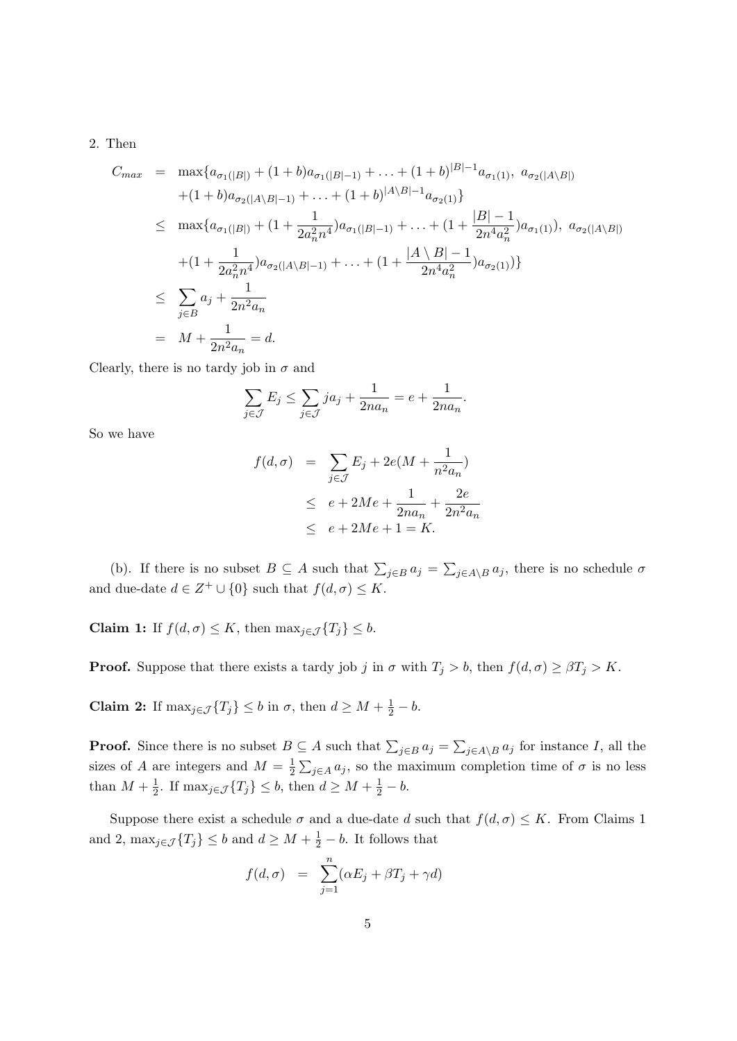2. Then

$$
\begin{aligned}
C_{max} &= \max\{a_{\sigma_1(|B|)} + (1+b)a_{\sigma_1(|B|-1)} + \ldots + (1+b)^{|B|-1}a_{\sigma_1(1)},\ a_{\sigma_2(|A\setminus B|)} \\
&\quad + (1+b)a_{\sigma_2(|A\setminus B|-1)} + \ldots + (1+b)^{|A\setminus B|-1}a_{\sigma_2(1)}\} \\
&\leq \max\{a_{\sigma_1(|B|)} + (1+\frac{1}{2a_n^2n^4})a_{\sigma_1(|B|-1)} + \ldots + (1+\frac{|B|-1}{2n^4a_n^2})a_{\sigma_1(1)}),\ a_{\sigma_2(|A\setminus B|)} \\
&\quad + (1+\frac{1}{2a_n^2n^4})a_{\sigma_2(|A\setminus B|-1)} + \ldots + (1+\frac{|A\setminus B|-1}{2n^4a_n^2})a_{\sigma_2(1)})\} \\
&\leq \sum_{j\in B} a_j + \frac{1}{2n^2a_n} \\
&= M + \frac{1}{2n^2a_n} = d.
\end{aligned}
$$

Clearly, there is no tardy job in $\sigma$ and

$$
\sum_{j\in\mathcal{J}} E_j \leq \sum_{j\in\mathcal{J}} ja_j + \frac{1}{2na_n} = e + \frac{1}{2na_n}.
$$

So we have

$$
\begin{aligned}
f(d,\sigma) &= \sum_{j\in\mathcal{J}} E_j + 2e(M + \frac{1}{n^2a_n}) \\
&\leq e + 2Me + \frac{1}{2na_n} + \frac{2e}{2n^2a_n} \\
&\leq e + 2Me + 1 = K.
\end{aligned}
$$

(b). If there is no subset $B \subseteq A$ such that $\sum_{j\in B} a_j = \sum_{j\in A\setminus B} a_j$, there is no schedule $\sigma$ and due-date $d \in Z^+ \cup \{0\}$ such that $f(d,\sigma) \leq K$.

**Claim 1:** If $f(d,\sigma) \leq K$, then $\max_{j\in\mathcal{J}}\{T_j\} \leq b$.

**Proof.** Suppose that there exists a tardy job $j$ in $\sigma$ with $T_j > b$, then $f(d,\sigma) \geq \beta T_j > K$.

**Claim 2:** If $\max_{j\in\mathcal{J}}\{T_j\} \leq b$ in $\sigma$, then $d \geq M + \frac{1}{2} - b$.

**Proof.** Since there is no subset $B \subseteq A$ such that $\sum_{j\in B} a_j = \sum_{j\in A\setminus B} a_j$ for instance $I$, all the sizes of $A$ are integers and $M = \frac{1}{2}\sum_{j\in A} a_j$, so the maximum completion time of $\sigma$ is no less than $M + \frac{1}{2}$. If $\max_{j\in\mathcal{J}}\{T_j\} \leq b$, then $d \geq M + \frac{1}{2} - b$.

Suppose there exist a schedule $\sigma$ and a due-date $d$ such that $f(d,\sigma) \leq K$. From Claims 1 and 2, $\max_{j\in\mathcal{J}}\{T_j\} \leq b$ and $d \geq M + \frac{1}{2} - b$. It follows that

$$
f(d,\sigma) = \sum_{j=1}^{n}(\alpha E_j + \beta T_j + \gamma d)
$$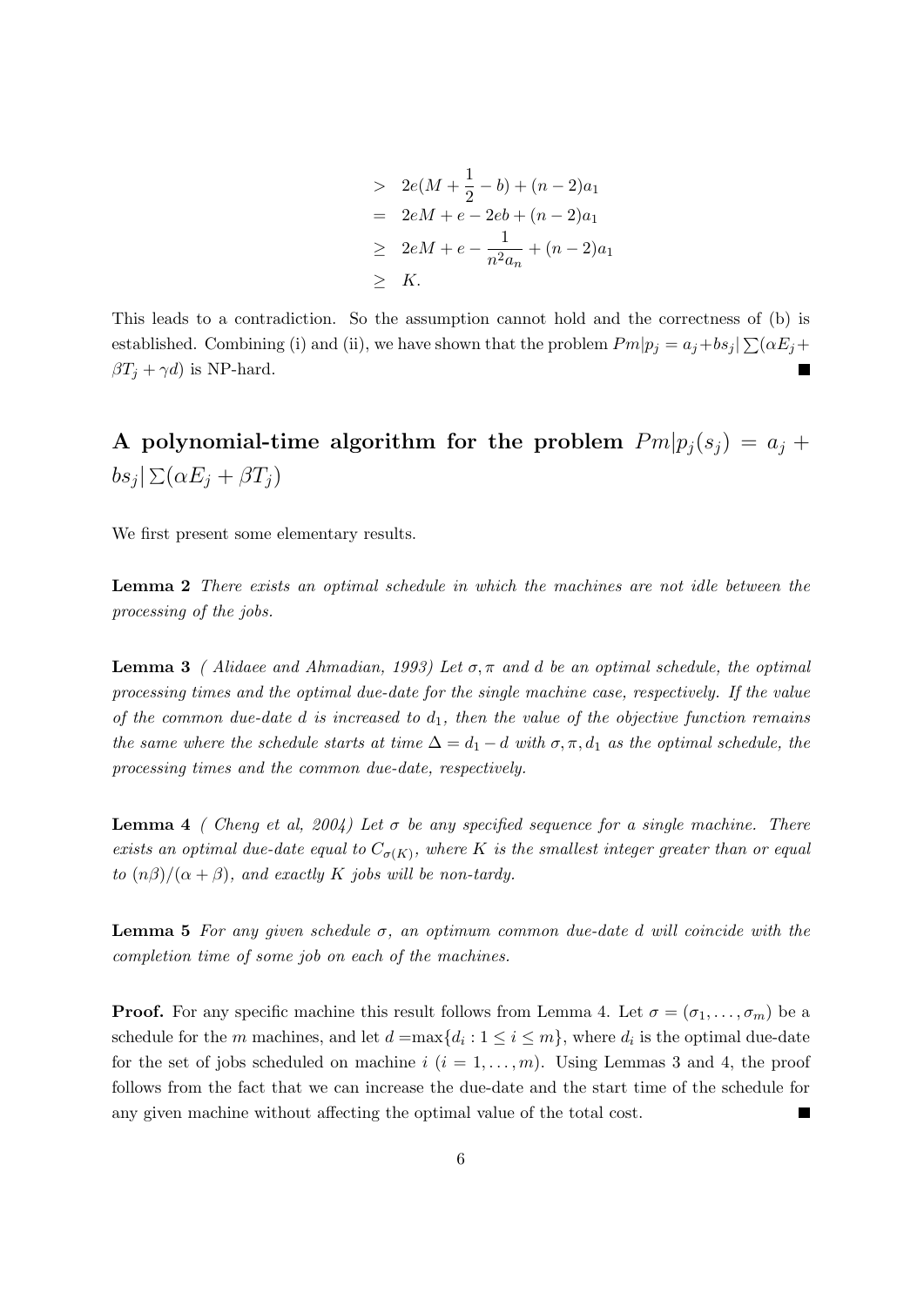$$
\begin{aligned}
&> 2e(M + \frac{1}{2} - b) + (n-2)a_1 \\
&= 2eM + e - 2eb + (n-2)a_1 \\
&\geq 2eM + e - \frac{1}{n^2 a_n} + (n-2)a_1 \\
&\geq K.
\end{aligned}
$$

This leads to a contradiction. So the assumption cannot hold and the correctness of (b) is established. Combining (i) and (ii), we have shown that the problem $Pm|p_j = a_j + bs_j| \sum(\alpha E_j + \beta T_j + \gamma d)$ is NP-hard. ∎

## A polynomial-time algorithm for the problem $Pm|p_j(s_j) = a_j + bs_j| \sum(\alpha E_j + \beta T_j)$

We first present some elementary results.

**Lemma 2** *There exists an optimal schedule in which the machines are not idle between the processing of the jobs.*

**Lemma 3** *( Alidaee and Ahmadian, 1993) Let $\sigma, \pi$ and $d$ be an optimal schedule, the optimal processing times and the optimal due-date for the single machine case, respectively. If the value of the common due-date $d$ is increased to $d_1$, then the value of the objective function remains the same where the schedule starts at time $\Delta = d_1 - d$ with $\sigma, \pi, d_1$ as the optimal schedule, the processing times and the common due-date, respectively.*

**Lemma 4** *( Cheng et al, 2004) Let $\sigma$ be any specified sequence for a single machine. There exists an optimal due-date equal to $C_{\sigma(K)}$, where $K$ is the smallest integer greater than or equal to $(n\beta)/(\alpha + \beta)$, and exactly $K$ jobs will be non-tardy.*

**Lemma 5** *For any given schedule $\sigma$, an optimum common due-date $d$ will coincide with the completion time of some job on each of the machines.*

**Proof.** For any specific machine this result follows from Lemma 4. Let $\sigma = (\sigma_1, \ldots, \sigma_m)$ be a schedule for the $m$ machines, and let $d = \max\{d_i : 1 \leq i \leq m\}$, where $d_i$ is the optimal due-date for the set of jobs scheduled on machine $i$ $(i = 1, \ldots, m)$. Using Lemmas 3 and 4, the proof follows from the fact that we can increase the due-date and the start time of the schedule for any given machine without affecting the optimal value of the total cost. ∎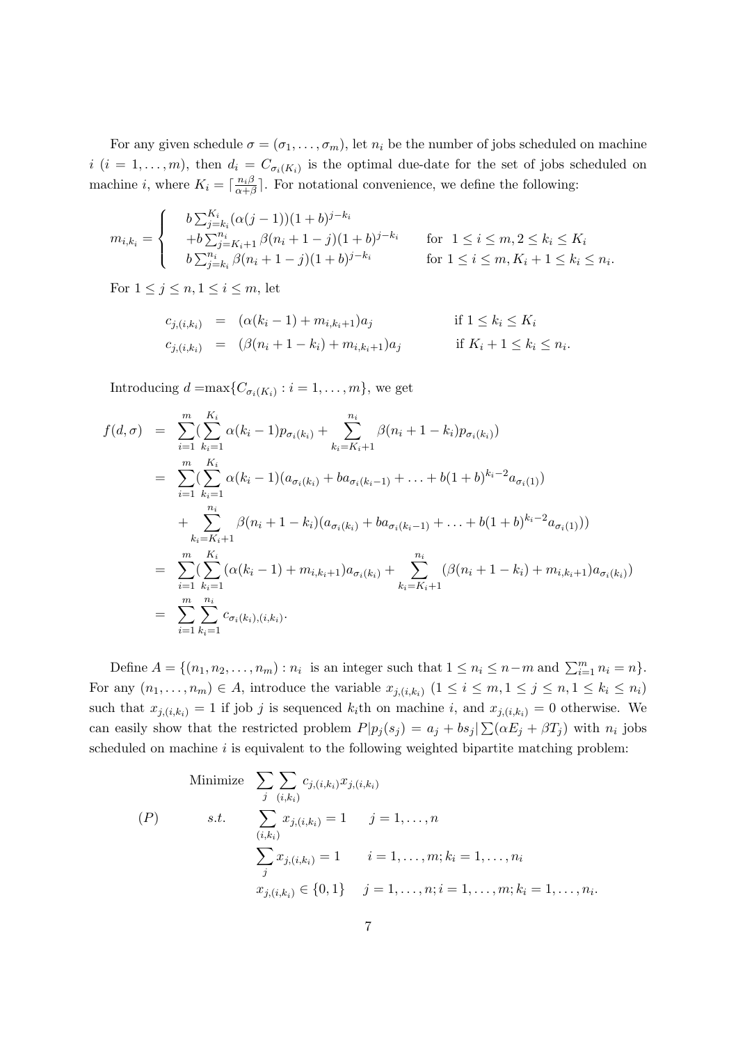For any given schedule $\sigma = (\sigma_1, \ldots, \sigma_m)$, let $n_i$ be the number of jobs scheduled on machine $i$ $(i = 1, \ldots, m)$, then $d_i = C_{\sigma_i(K_i)}$ is the optimal due-date for the set of jobs scheduled on machine $i$, where $K_i = \lceil \frac{n_i \beta}{\alpha+\beta} \rceil$. For notational convenience, we define the following:

$$
m_{i,k_i} = \begin{cases} b\sum_{j=k_i}^{K_i} (\alpha(j-1))(1+b)^{j-k_i} \\ +b\sum_{j=K_i+1}^{n_i} \beta(n_i+1-j)(1+b)^{j-k_i} & \text{for } 1 \le i \le m, 2 \le k_i \le K_i \\ b\sum_{j=k_i}^{n_i} \beta(n_i+1-j)(1+b)^{j-k_i} & \text{for } 1 \le i \le m, K_i+1 \le k_i \le n_i. \end{cases}
$$

For $1 \le j \le n, 1 \le i \le m$, let

$$
\begin{aligned}
c_{j,(i,k_i)} &= (\alpha(k_i-1) + m_{i,k_i+1})a_j & \text{if } 1 \le k_i \le K_i \\
c_{j,(i,k_i)} &= (\beta(n_i+1-k_i) + m_{i,k_i+1})a_j & \text{if } K_i+1 \le k_i \le n_i.
\end{aligned}
$$

Introducing $d = \max\{C_{\sigma_i(K_i)} : i = 1, \ldots, m\}$, we get

$$
\begin{aligned}
f(d,\sigma) &= \sum_{i=1}^{m} \Big( \sum_{k_i=1}^{K_i} \alpha(k_i-1)p_{\sigma_i(k_i)} + \sum_{k_i=K_i+1}^{n_i} \beta(n_i+1-k_i)p_{\sigma_i(k_i)} \Big) \\
&= \sum_{i=1}^{m} \Big( \sum_{k_i=1}^{K_i} \alpha(k_i-1)(a_{\sigma_i(k_i)} + ba_{\sigma_i(k_i-1)} + \ldots + b(1+b)^{k_i-2}a_{\sigma_i(1)}) \\
&\quad + \sum_{k_i=K_i+1}^{n_i} \beta(n_i+1-k_i)(a_{\sigma_i(k_i)} + ba_{\sigma_i(k_i-1)} + \ldots + b(1+b)^{k_i-2}a_{\sigma_i(1)}) \Big) \\
&= \sum_{i=1}^{m} \Big( \sum_{k_i=1}^{K_i} (\alpha(k_i-1) + m_{i,k_i+1})a_{\sigma_i(k_i)} + \sum_{k_i=K_i+1}^{n_i} (\beta(n_i+1-k_i) + m_{i,k_i+1})a_{\sigma_i(k_i)} \Big) \\
&= \sum_{i=1}^{m} \sum_{k_i=1}^{n_i} c_{\sigma_i(k_i),(i,k_i)}.
\end{aligned}
$$

Define $A = \{(n_1, n_2, \ldots, n_m) : n_i$ is an integer such that $1 \le n_i \le n-m$ and $\sum_{i=1}^{m} n_i = n\}$. For any $(n_1, \ldots, n_m) \in A$, introduce the variable $x_{j,(i,k_i)}$ $(1 \le i \le m, 1 \le j \le n, 1 \le k_i \le n_i)$ such that $x_{j,(i,k_i)} = 1$ if job $j$ is sequenced $k_i$th on machine $i$, and $x_{j,(i,k_i)} = 0$ otherwise. We can easily show that the restricted problem $P|p_j(s_j) = a_j + bs_j|\sum(\alpha E_j + \beta T_j)$ with $n_i$ jobs scheduled on machine $i$ is equivalent to the following weighted bipartite matching problem:

$$
(P) \qquad
\begin{aligned}
\text{Minimize} \quad & \sum_j \sum_{(i,k_i)} c_{j,(i,k_i)} x_{j,(i,k_i)} \\
s.t. \quad & \sum_{(i,k_i)} x_{j,(i,k_i)} = 1 \qquad j = 1, \ldots, n \\
& \sum_j x_{j,(i,k_i)} = 1 \qquad i = 1, \ldots, m; k_i = 1, \ldots, n_i \\
& x_{j,(i,k_i)} \in \{0,1\} \quad j = 1, \ldots, n; i = 1, \ldots, m; k_i = 1, \ldots, n_i.
\end{aligned}
$$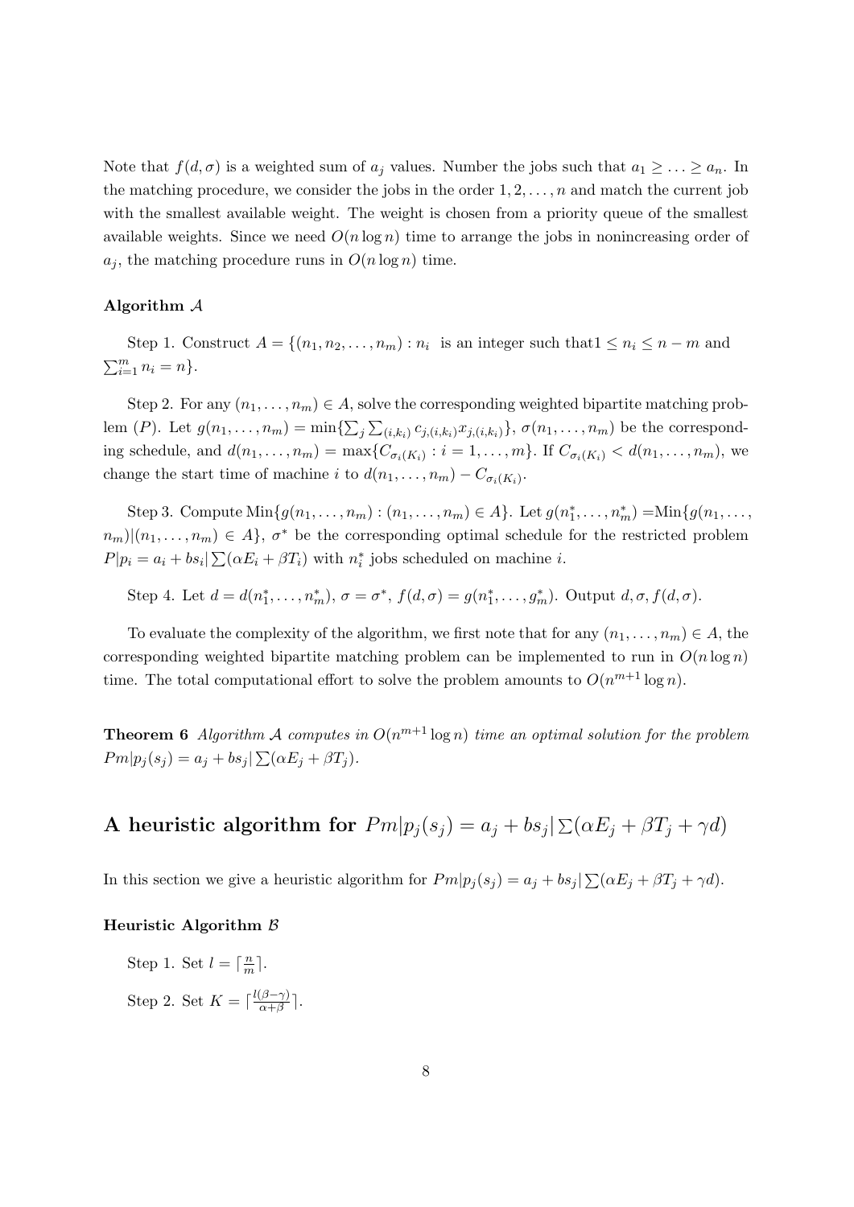Note that $f(d, \sigma)$ is a weighted sum of $a_j$ values. Number the jobs such that $a_1 \geq \ldots \geq a_n$. In the matching procedure, we consider the jobs in the order $1, 2, \ldots, n$ and match the current job with the smallest available weight. The weight is chosen from a priority queue of the smallest available weights. Since we need $O(n \log n)$ time to arrange the jobs in nonincreasing order of $a_j$, the matching procedure runs in $O(n \log n)$ time.

#### Algorithm $\mathcal{A}$

Step 1. Construct $A = \{(n_1, n_2, \ldots, n_m) : n_i$ is an integer such that$1 \leq n_i \leq n - m$ and $\sum_{i=1}^{m} n_i = n\}$.

Step 2. For any $(n_1, \ldots, n_m) \in A$, solve the corresponding weighted bipartite matching problem $(P)$. Let $g(n_1, \ldots, n_m) = \min\{\sum_j \sum_{(i,k_i)} c_{j,(i,k_i)} x_{j,(i,k_i)}\}$, $\sigma(n_1, \ldots, n_m)$ be the corresponding schedule, and $d(n_1, \ldots, n_m) = \max\{C_{\sigma_i(K_i)} : i = 1, \ldots, m\}$. If $C_{\sigma_i(K_i)} < d(n_1, \ldots, n_m)$, we change the start time of machine $i$ to $d(n_1, \ldots, n_m) - C_{\sigma_i(K_i)}$.

Step 3. Compute $\text{Min}\{g(n_1, \ldots, n_m) : (n_1, \ldots, n_m) \in A\}$. Let $g(n_1^*, \ldots, n_m^*) = \text{Min}\{g(n_1, \ldots, n_m) | (n_1, \ldots, n_m) \in A\}$, $\sigma^*$ be the corresponding optimal schedule for the restricted problem $P|p_i = a_i + bs_i| \sum(\alpha E_i + \beta T_i)$ with $n_i^*$ jobs scheduled on machine $i$.

Step 4. Let $d = d(n_1^*, \ldots, n_m^*)$, $\sigma = \sigma^*$, $f(d, \sigma) = g(n_1^*, \ldots, g_m^*)$. Output $d, \sigma, f(d, \sigma)$.

To evaluate the complexity of the algorithm, we first note that for any $(n_1, \ldots, n_m) \in A$, the corresponding weighted bipartite matching problem can be implemented to run in $O(n \log n)$ time. The total computational effort to solve the problem amounts to $O(n^{m+1} \log n)$.

**Theorem 6** *Algorithm $\mathcal{A}$ computes in $O(n^{m+1} \log n)$ time an optimal solution for the problem $Pm|p_j(s_j) = a_j + bs_j| \sum(\alpha E_j + \beta T_j)$.*

## A heuristic algorithm for $Pm|p_j(s_j) = a_j + bs_j| \sum(\alpha E_j + \beta T_j + \gamma d)$

In this section we give a heuristic algorithm for $Pm|p_j(s_j) = a_j + bs_j| \sum(\alpha E_j + \beta T_j + \gamma d)$.

#### Heuristic Algorithm $\mathcal{B}$

Step 1. Set $l = \lceil \frac{n}{m} \rceil$.

Step 2. Set $K = \lceil \frac{l(\beta - \gamma)}{\alpha + \beta} \rceil$.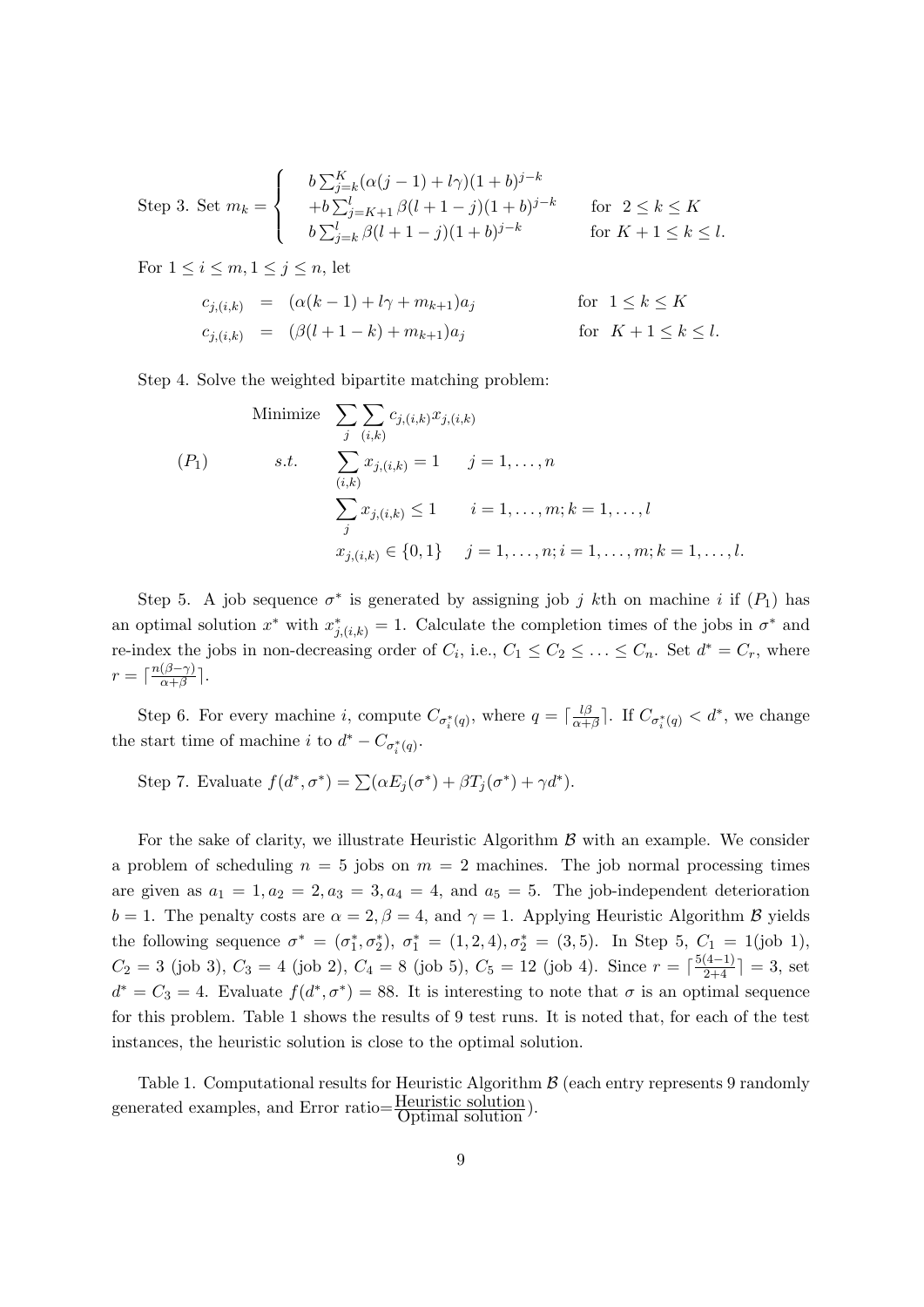Step 3. Set $m_k = \begin{cases} b\sum_{j=k}^{K}(\alpha(j-1)+l\gamma)(1+b)^{j-k} \\ +b\sum_{j=K+1}^{l}\beta(l+1-j)(1+b)^{j-k} & \text{for } 2 \le k \le K \\ b\sum_{j=k}^{l}\beta(l+1-j)(1+b)^{j-k} & \text{for } K+1 \le k \le l. \end{cases}$

For $1 \le i \le m, 1 \le j \le n$, let

$$
\begin{aligned}
c_{j,(i,k)} &= (\alpha(k-1)+l\gamma+m_{k+1})a_j \qquad & \text{for } 1 \le k \le K \\
c_{j,(i,k)} &= (\beta(l+1-k)+m_{k+1})a_j \qquad & \text{for } K+1 \le k \le l.
\end{aligned}
$$

Step 4. Solve the weighted bipartite matching problem:

$$
(P_1) \qquad
\begin{aligned}
\text{Minimize} \quad & \sum_j \sum_{(i,k)} c_{j,(i,k)} x_{j,(i,k)} \\
s.t. \quad & \sum_{(i,k)} x_{j,(i,k)} = 1 \qquad j = 1,\ldots,n \\
& \sum_j x_{j,(i,k)} \le 1 \qquad i = 1,\ldots,m; k = 1,\ldots,l \\
& x_{j,(i,k)} \in \{0,1\} \qquad j = 1,\ldots,n; i = 1,\ldots,m; k = 1,\ldots,l.
\end{aligned}
$$

Step 5. A job sequence $\sigma^*$ is generated by assigning job $j$ $k$th on machine $i$ if $(P_1)$ has an optimal solution $x^*$ with $x^*_{j,(i,k)} = 1$. Calculate the completion times of the jobs in $\sigma^*$ and re-index the jobs in non-decreasing order of $C_i$, i.e., $C_1 \le C_2 \le \ldots \le C_n$. Set $d^* = C_r$, where $r = \lceil \frac{n(\beta-\gamma)}{\alpha+\beta} \rceil$.

Step 6. For every machine $i$, compute $C_{\sigma_i^*(q)}$, where $q = \lceil \frac{l\beta}{\alpha+\beta} \rceil$. If $C_{\sigma_i^*(q)} < d^*$, we change the start time of machine $i$ to $d^* - C_{\sigma_i^*(q)}$.

Step 7. Evaluate $f(d^*, \sigma^*) = \sum(\alpha E_j(\sigma^*) + \beta T_j(\sigma^*) + \gamma d^*)$.

For the sake of clarity, we illustrate Heuristic Algorithm $\mathcal{B}$ with an example. We consider a problem of scheduling $n = 5$ jobs on $m = 2$ machines. The job normal processing times are given as $a_1 = 1, a_2 = 2, a_3 = 3, a_4 = 4$, and $a_5 = 5$. The job-independent deterioration $b = 1$. The penalty costs are $\alpha = 2, \beta = 4$, and $\gamma = 1$. Applying Heuristic Algorithm $\mathcal{B}$ yields the following sequence $\sigma^* = (\sigma_1^*, \sigma_2^*)$, $\sigma_1^* = (1,2,4), \sigma_2^* = (3,5)$. In Step 5, $C_1 = 1$(job 1), $C_2 = 3$ (job 3), $C_3 = 4$ (job 2), $C_4 = 8$ (job 5), $C_5 = 12$ (job 4). Since $r = \lceil \frac{5(4-1)}{2+4} \rceil = 3$, set $d^* = C_3 = 4$. Evaluate $f(d^*, \sigma^*) = 88$. It is interesting to note that $\sigma$ is an optimal sequence for this problem. Table 1 shows the results of 9 test runs. It is noted that, for each of the test instances, the heuristic solution is close to the optimal solution.

Table 1. Computational results for Heuristic Algorithm $\mathcal{B}$ (each entry represents 9 randomly generated examples, and Error ratio=$\frac{\text{Heuristic solution}}{\text{Optimal solution}}$).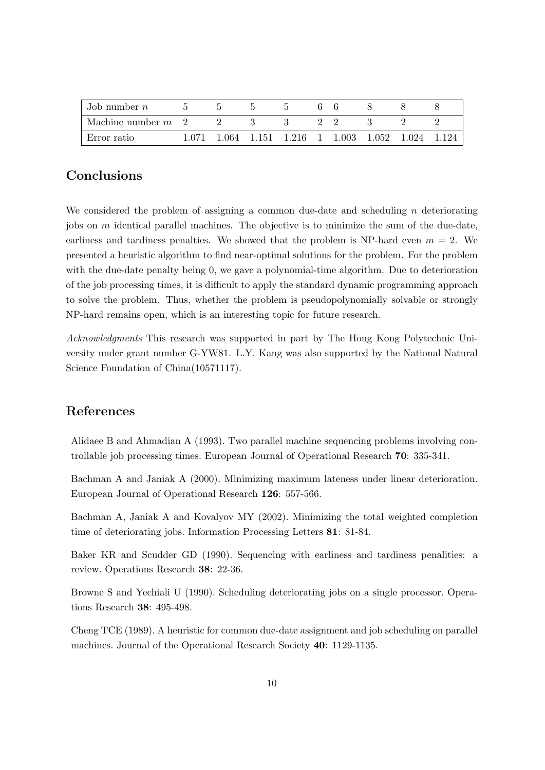| Job number $n$ | 5 | 5 | 5 | 5 | 6 | 6 | 8 | 8 | 8 |
|---|---|---|---|---|---|---|---|---|---|
| Machine number $m$ | 2 | 2 | 3 | 3 | 2 | 2 | 3 | 2 | 2 |
| Error ratio | 1.071 | 1.064 | 1.151 | 1.216 | 1 | 1.003 | 1.052 | 1.024 | 1.124 |

## Conclusions

We considered the problem of assigning a common due-date and scheduling $n$ deteriorating jobs on $m$ identical parallel machines. The objective is to minimize the sum of the due-date, earliness and tardiness penalties. We showed that the problem is NP-hard even $m = 2$. We presented a heuristic algorithm to find near-optimal solutions for the problem. For the problem with the due-date penalty being 0, we gave a polynomial-time algorithm. Due to deterioration of the job processing times, it is difficult to apply the standard dynamic programming approach to solve the problem. Thus, whether the problem is pseudopolynomially solvable or strongly NP-hard remains open, which is an interesting topic for future research.

*Acknowledgments* This research was supported in part by The Hong Kong Polytechnic University under grant number G-YW81. L.Y. Kang was also supported by the National Natural Science Foundation of China(10571117).

## References

Alidaee B and Ahmadian A (1993). Two parallel machine sequencing problems involving controllable job processing times. European Journal of Operational Research **70**: 335-341.

Bachman A and Janiak A (2000). Minimizing maximum lateness under linear deterioration. European Journal of Operational Research **126**: 557-566.

Bachman A, Janiak A and Kovalyov MY (2002). Minimizing the total weighted completion time of deteriorating jobs. Information Processing Letters **81**: 81-84.

Baker KR and Scudder GD (1990). Sequencing with earliness and tardiness penalities: a review. Operations Research **38**: 22-36.

Browne S and Yechiali U (1990). Scheduling deteriorating jobs on a single processor. Operations Research **38**: 495-498.

Cheng TCE (1989). A heuristic for common due-date assignment and job scheduling on parallel machines. Journal of the Operational Research Society **40**: 1129-1135.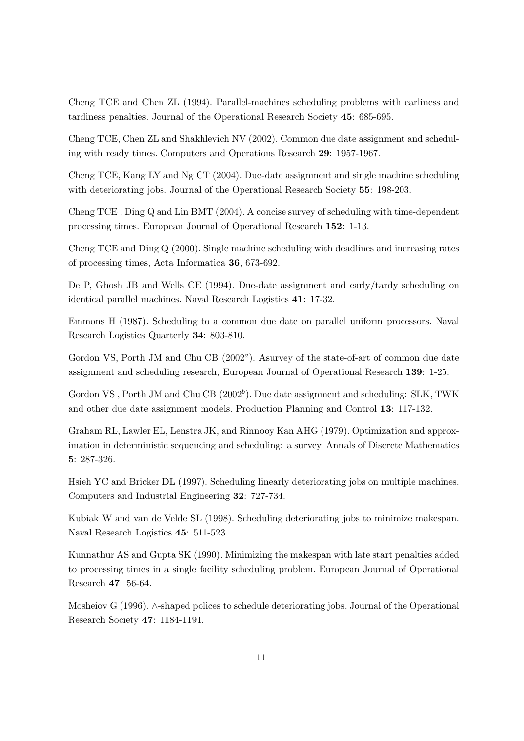Cheng TCE and Chen ZL (1994). Parallel-machines scheduling problems with earliness and tardiness penalties. Journal of the Operational Research Society **45**: 685-695.

Cheng TCE, Chen ZL and Shakhlevich NV (2002). Common due date assignment and scheduling with ready times. Computers and Operations Research **29**: 1957-1967.

Cheng TCE, Kang LY and Ng CT (2004). Due-date assignment and single machine scheduling with deteriorating jobs. Journal of the Operational Research Society **55**: 198-203.

Cheng TCE , Ding Q and Lin BMT (2004). A concise survey of scheduling with time-dependent processing times. European Journal of Operational Research **152**: 1-13.

Cheng TCE and Ding Q (2000). Single machine scheduling with deadlines and increasing rates of processing times, Acta Informatica **36**, 673-692.

De P, Ghosh JB and Wells CE (1994). Due-date assignment and early/tardy scheduling on identical parallel machines. Naval Research Logistics **41**: 17-32.

Emmons H (1987). Scheduling to a common due date on parallel uniform processors. Naval Research Logistics Quarterly **34**: 803-810.

Gordon VS, Porth JM and Chu CB ($2002^a$). Asurvey of the state-of-art of common due date assignment and scheduling research, European Journal of Operational Research **139**: 1-25.

Gordon VS , Porth JM and Chu CB ($2002^b$). Due date assignment and scheduling: SLK, TWK and other due date assignment models. Production Planning and Control **13**: 117-132.

Graham RL, Lawler EL, Lenstra JK, and Rinnooy Kan AHG (1979). Optimization and approximation in deterministic sequencing and scheduling: a survey. Annals of Discrete Mathematics **5**: 287-326.

Hsieh YC and Bricker DL (1997). Scheduling linearly deteriorating jobs on multiple machines. Computers and Industrial Engineering **32**: 727-734.

Kubiak W and van de Velde SL (1998). Scheduling deteriorating jobs to minimize makespan. Naval Research Logistics **45**: 511-523.

Kunnathur AS and Gupta SK (1990). Minimizing the makespan with late start penalties added to processing times in a single facility scheduling problem. European Journal of Operational Research **47**: 56-64.

Mosheiov G (1996). $\wedge$-shaped polices to schedule deteriorating jobs. Journal of the Operational Research Society **47**: 1184-1191.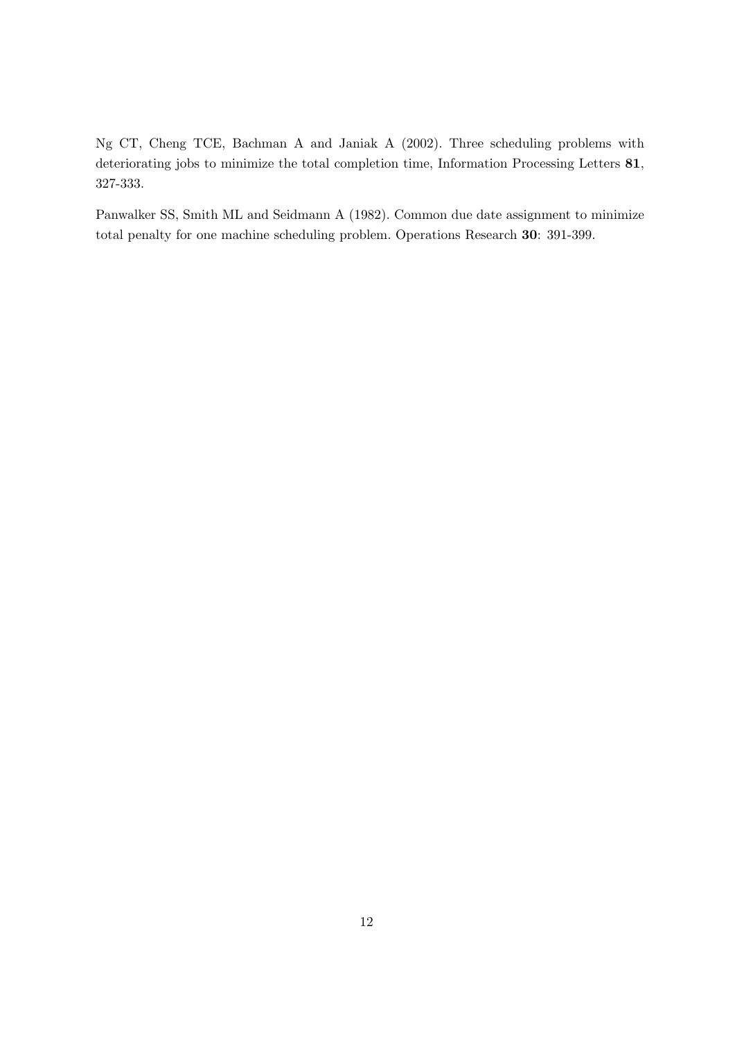Ng CT, Cheng TCE, Bachman A and Janiak A (2002). Three scheduling problems with deteriorating jobs to minimize the total completion time, Information Processing Letters **81**, 327-333.

Panwalker SS, Smith ML and Seidmann A (1982). Common due date assignment to minimize total penalty for one machine scheduling problem. Operations Research **30**: 391-399.